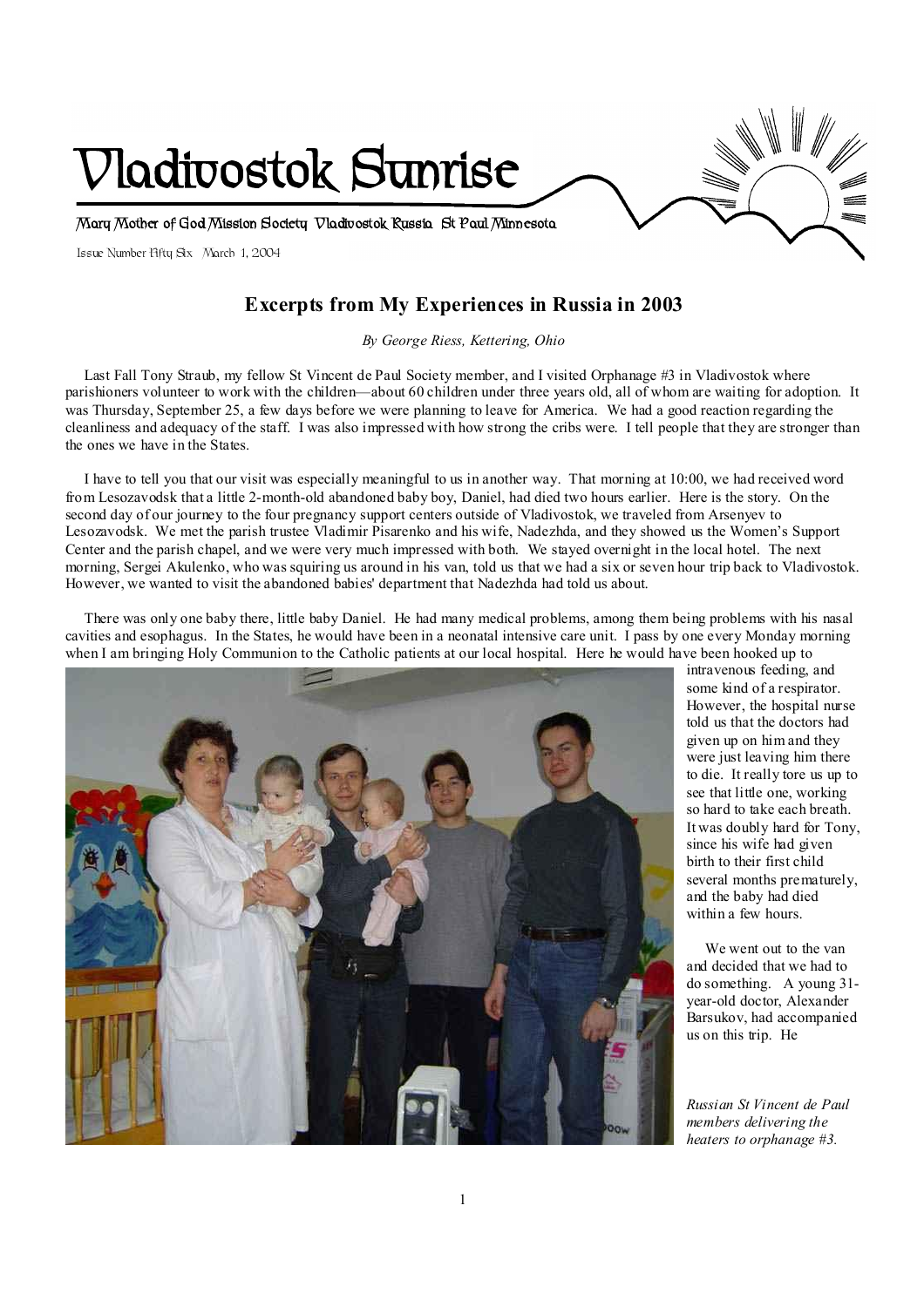# Vladivostok Sunrise

Mary Mother of God Mission Society Vladivostok Russia St Paul Minnesota

Issue Number Fifty Six March 1, 2004

## Excerpts from My Experiences in Russia in 2003

*By George Riess, Kettering, Ohio*

Last Fall Tony Straub, my fellow St Vincent de Paul Society member, and I visited Orphanage #3 in Vladivostok where parishioners volunteer to work with the children—about 60 children under three years old, all of whom are waiting for adoption. It was Thursday, September 25, a few days before we were planning to leave for America. We had a good reaction regarding the cleanliness and adequacy of the staff. I was also impressed with how strong the cribs were. I tell people that they are stronger than the ones we have in the States.

I have to tell you that our visit was especially meaningful to us in another way. That morning at 10:00, we had received word from Lesozavodsk that a little 2-month-old abandoned baby boy, Daniel, had died two hours earlier. Here is the story. On the second day of our journey to the four pregnancy support centers outside of Vladivostok, we traveled from Arsenyev to Lesozavodsk. We met the parish trustee Vladimir Pisarenko and his wife, Nadezhda, and they showed us the Women's Support Center and the parish chapel, and we were very much impressed with both. We stayed overnight in the local hotel. The next morning, Sergei Akulenko, who was squiring us around in his van, told us that we had a six or seven hour trip back to Vladivostok. However, we wanted to visit the abandoned babies' department that Nadezhda had told us about.

There was only one baby there, little baby Daniel. He had many medical problems, among them being problems with his nasal cavities and esophagus. In the States, he would have been in a neonatal intensive care unit. I pass by one every Monday morning when I am bringing Holy Communion to the Catholic patients at our local hospital. Here he would have been hooked up to intravenous feeding, and some kind of a respirator. However, the hospital nurse told us that the doctors had given up on him and they were just leaving him there to die. It really tore us up to see that little one, working so hard to take each breath. It was doubly hard for Tony, since his wife had given birth to their first child several months prematurely, and the baby had died within a few hours.

We went out to the van and decided that we had to do something. A young 31-year-old doctor, Alexander Barsukov, had accompanied us on this trip. He

*Russian St Vincent de Paul members delivering the heaters to orphanage #3.*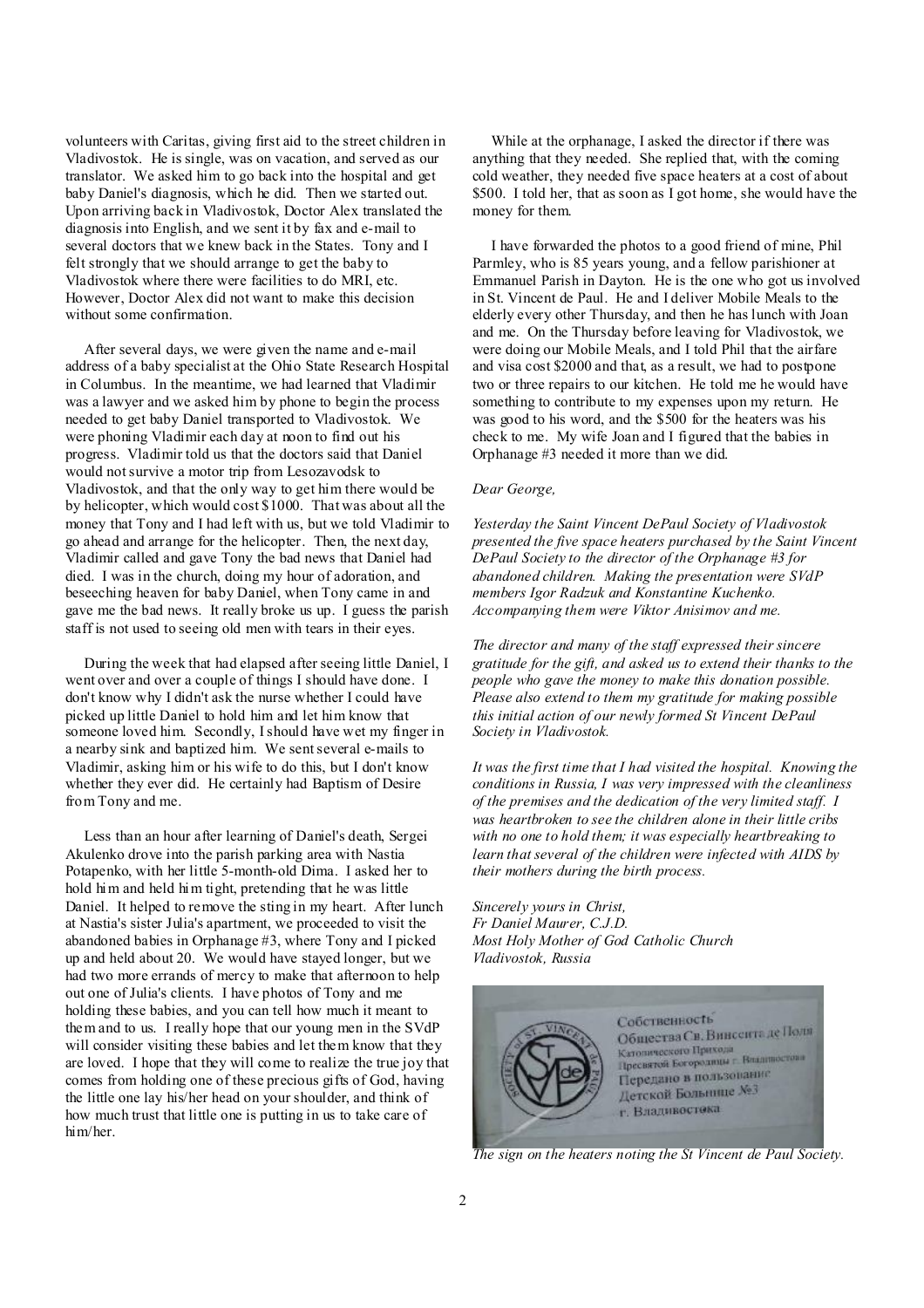volunteers with Caritas, giving first aid to the street children in Vladivostok. He is single, was on vacation, and served as our translator. We asked him to go back into the hospital and get baby Daniel's diagnosis, which he did. Then we started out. Upon arriving back in Vladivostok, Doctor Alex translated the diagnosis into English, and we sent it by fax and e-mail to several doctors that we knew back in the States. Tony and I felt strongly that we should arrange to get the baby to Vladivostok where there were facilities to do MRI, etc. However, Doctor Alex did not want to make this decision without some confirmation.

After several days, we were given the name and e-mail address of a baby specialist at the Ohio State Research Hospital in Columbus. In the meantime, we had learned that Vladimir was a lawyer and we asked him by phone to begin the process needed to get baby Daniel transported to Vladivostok. We were phoning Vladimir each day at noon to find out his progress. Vladimir told us that the doctors said that Daniel would not survive a motor trip from Lesozavodsk to Vladivostok, and that the only way to get him there would be by helicopter, which would cost $1000. That was about all the money that Tony and I had left with us, but we told Vladimir to go ahead and arrange for the helicopter. Then, the next day, Vladimir called and gave Tony the bad news that Daniel had died. I was in the church, doing my hour of adoration, and beseeching heaven for baby Daniel, when Tony came in and gave me the bad news. It really broke us up. I guess the parish staff is not used to seeing old men with tears in their eyes.

During the week that had elapsed after seeing little Daniel, I went over and over a couple of things I should have done. I don't know why I didn't ask the nurse whether I could have picked up little Daniel to hold him and let him know that someone loved him. Secondly, I should have wet my finger in a nearby sink and baptized him. We sent several e-mails to Vladimir, asking him or his wife to do this, but I don't know whether they ever did. He certainly had Baptism of Desire from Tony and me.

Less than an hour after learning of Daniel's death, Sergei Akulenko drove into the parish parking area with Nastia Potapenko, with her little 5-month-old Dima. I asked her to hold him and held him tight, pretending that he was little Daniel. It helped to remove the sting in my heart. After lunch at Nastia's sister Julia's apartment, we proceeded to visit the abandoned babies in Orphanage #3, where Tony and I picked up and held about 20. We would have stayed longer, but we had two more errands of mercy to make that afternoon to help out one of Julia's clients. I have photos of Tony and me holding these babies, and you can tell how much it meant to them and to us. I really hope that our young men in the SVdP will consider visiting these babies and let them know that they are loved. I hope that they will come to realize the true joy that comes from holding one of these precious gifts of God, having the little one lay his/her head on your shoulder, and think of how much trust that little one is putting in us to take care of him/her.

While at the orphanage, I asked the director if there was anything that they needed. She replied that, with the coming cold weather, they needed five space heaters at a cost of about $500. I told her, that as soon as I got home, she would have the money for them.

I have forwarded the photos to a good friend of mine, Phil Parmley, who is 85 years young, and a fellow parishioner at Emmanuel Parish in Dayton. He is the one who got us involved in St. Vincent de Paul. He and I deliver Mobile Meals to the elderly every other Thursday, and then he has lunch with Joan and me. On the Thursday before leaving for Vladivostok, we were doing our Mobile Meals, and I told Phil that the airfare and visa cost $2000 and that, as a result, we had to postpone two or three repairs to our kitchen. He told me he would have something to contribute to my expenses upon my return. He was good to his word, and the $500 for the heaters was his check to me. My wife Joan and I figured that the babies in Orphanage #3 needed it more than we did.

*Dear George,*

*Yesterday the Saint Vincent DePaul Society of Vladivostok presented the five space heaters purchased by the Saint Vincent DePaul Society to the director of the Orphanage #3 for abandoned children. Making the presentation were SVdP members Igor Radzuk and Konstantine Kuchenko. Accompanying them were Viktor Anisimov and me.*

*The director and many of the staff expressed their sincere gratitude for the gift, and asked us to extend their thanks to the people who gave the money to make this donation possible. Please also extend to them my gratitude for making possible this initial action of our newly formed St Vincent DePaul Society in Vladivostok.*

*It was the first time that I had visited the hospital. Knowing the conditions in Russia, I was very impressed with the cleanliness of the premises and the dedication of the very limited staff. I was heartbroken to see the children alone in their little cribs with no one to hold them; it was especially heartbreaking to learn that several of the children were infected with AIDS by their mothers during the birth process.*

*Sincerely yours in Christ,*
*Fr Daniel Maurer, C.J.D.*
*Most Holy Mother of God Catholic Church*
*Vladivostok, Russia*

Собственность
Общества Св. Винсента де Поля
Католического Прихода
Пресвятой Богородицы г. Владивостока
Передано в пользование
Детской Больнице №3
г. Владивостока

*The sign on the heaters noting the St Vincent de Paul Society.*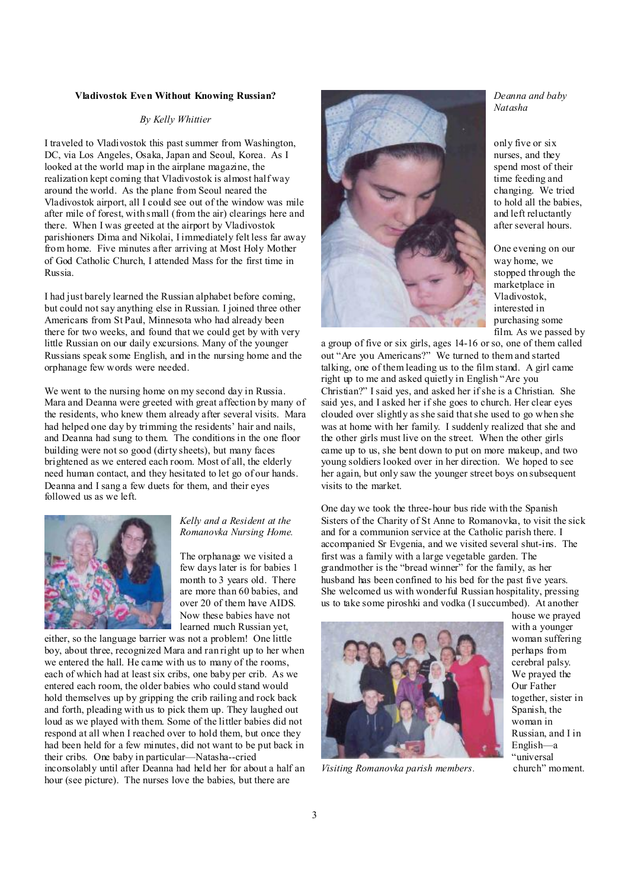**Vladivostok Even Without Knowing Russian?**

*By Kelly Whittier*

I traveled to Vladivostok this past summer from Washington, DC, via Los Angeles, Osaka, Japan and Seoul, Korea. As I looked at the world map in the airplane magazine, the realization kept coming that Vladivostok is almost halfway around the world. As the plane from Seoul neared the Vladivostok airport, all I could see out of the window was mile after mile of forest, with small (from the air) clearings here and there. When I was greeted at the airport by Vladivostok parishioners Dima and Nikolai, I immediately felt less far away from home. Five minutes after arriving at Most Holy Mother of God Catholic Church, I attended Mass for the first time in Russia.

I had just barely learned the Russian alphabet before coming, but could not say anything else in Russian. I joined three other Americans from St Paul, Minnesota who had already been there for two weeks, and found that we could get by with very little Russian on our daily excursions. Many of the younger Russians speak some English, and in the nursing home and the orphanage few words were needed.

We went to the nursing home on my second day in Russia. Mara and Deanna were greeted with great affection by many of the residents, who knew them already after several visits. Mara had helped one day by trimming the residents' hair and nails, and Deanna had sung to them. The conditions in the one floor building were not so good (dirty sheets), but many faces brightened as we entered each room. Most of all, the elderly need human contact, and they hesitated to let go of our hands. Deanna and I sang a few duets for them, and their eyes followed us as we left.

*Kelly and a Resident at the Romanovka Nursing Home.*

The orphanage we visited a few days later is for babies 1 month to 3 years old. There are more than 60 babies, and over 20 of them have AIDS. Now these babies have not learned much Russian yet, either, so the language barrier was not a problem! One little boy, about three, recognized Mara and ran right up to her when we entered the hall. He came with us to many of the rooms, each of which had at least six cribs, one baby per crib. As we entered each room, the older babies who could stand would hold themselves up by gripping the crib railing and rock back and forth, pleading with us to pick them up. They laughed out loud as we played with them. Some of the littler babies did not respond at all when I reached over to hold them, but once they had been held for a few minutes, did not want to be put back in their cribs. One baby in particular—Natasha--cried inconsolably until after Deanna had held her for about a half an hour (see picture). The nurses love the babies, but there are only five or six nurses, and they spend most of their time feeding and changing. We tried to hold all the babies, and left reluctantly after several hours.

*Deanna and baby Natasha*

One evening on our way home, we stopped through the marketplace in Vladivostok, interested in purchasing some film. As we passed by a group of five or six girls, ages 14-16 or so, one of them called out "Are you Americans?" We turned to them and started talking, one of them leading us to the film stand. A girl came right up to me and asked quietly in English "Are you Christian?" I said yes, and asked her if she is a Christian. She said yes, and I asked her if she goes to church. Her clear eyes clouded over slightly as she said that she used to go when she was at home with her family. I suddenly realized that she and the other girls must live on the street. When the other girls came up to us, she bent down to put on more makeup, and two young soldiers looked over in her direction. We hoped to see her again, but only saw the younger street boys on subsequent visits to the market.

One day we took the three-hour bus ride with the Spanish Sisters of the Charity of St Anne to Romanovka, to visit the sick and for a communion service at the Catholic parish there. I accompanied Sr Evgenia, and we visited several shut-ins. The first was a family with a large vegetable garden. The grandmother is the "bread winner" for the family, as her husband has been confined to his bed for the past five years. She welcomed us with wonderful Russian hospitality, pressing us to take some piroshki and vodka (I succumbed). At another house we prayed with a younger woman suffering perhaps from cerebral palsy. We prayed the Our Father together, sister in Spanish, the woman in Russian, and I in English—a "universal church" moment.

*Visiting Romanovka parish members.*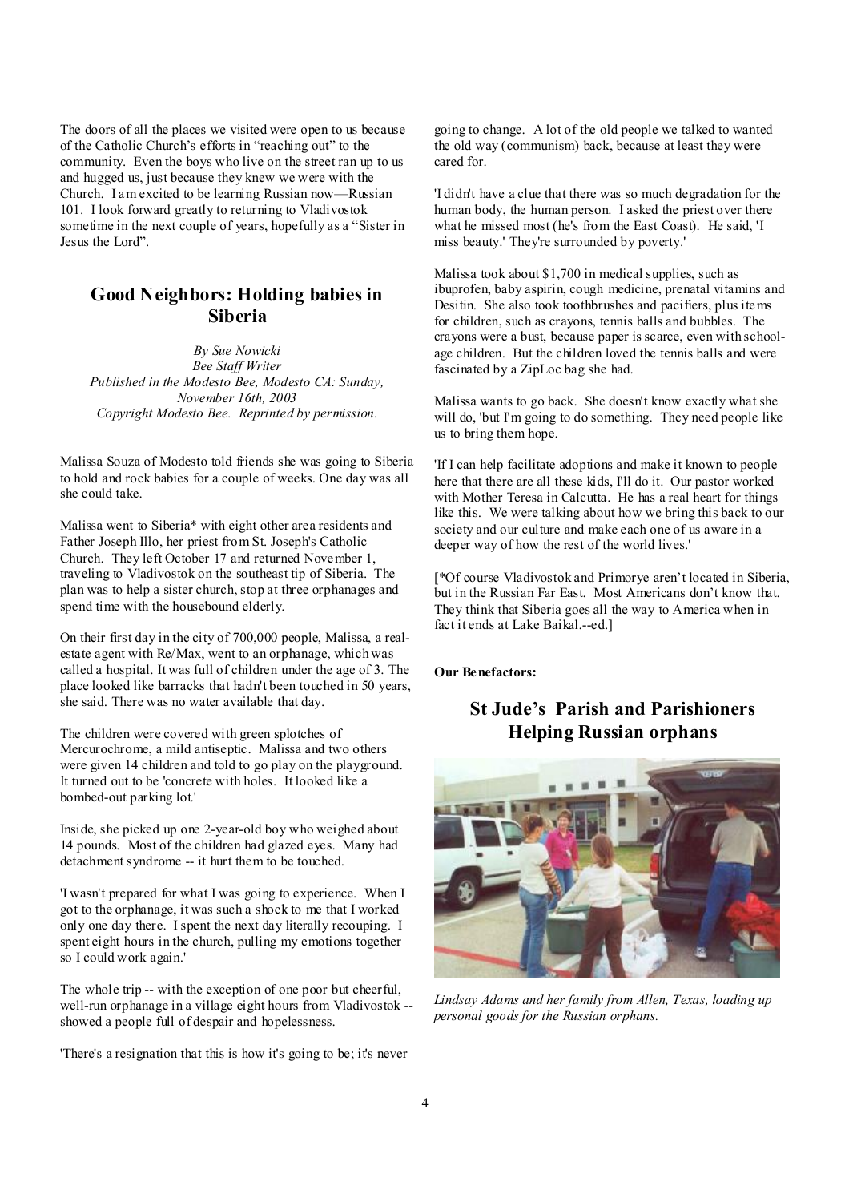The doors of all the places we visited were open to us because of the Catholic Church's efforts in "reaching out" to the community. Even the boys who live on the street ran up to us and hugged us, just because they knew we were with the Church. I am excited to be learning Russian now—Russian 101. I look forward greatly to returning to Vladivostok sometime in the next couple of years, hopefully as a "Sister in Jesus the Lord".

## Good Neighbors: Holding babies in Siberia

*By Sue Nowicki*
*Bee Staff Writer*
*Published in the Modesto Bee, Modesto CA: Sunday, November 16th, 2003*
*Copyright Modesto Bee. Reprinted by permission.*

Malissa Souza of Modesto told friends she was going to Siberia to hold and rock babies for a couple of weeks. One day was all she could take.

Malissa went to Siberia* with eight other area residents and Father Joseph Illo, her priest from St. Joseph's Catholic Church. They left October 17 and returned November 1, traveling to Vladivostok on the southeast tip of Siberia. The plan was to help a sister church, stop at three orphanages and spend time with the housebound elderly.

On their first day in the city of 700,000 people, Malissa, a real-estate agent with Re/Max, went to an orphanage, which was called a hospital. It was full of children under the age of 3. The place looked like barracks that hadn't been touched in 50 years, she said. There was no water available that day.

The children were covered with green splotches of Mercurochrome, a mild antiseptic. Malissa and two others were given 14 children and told to go play on the playground. It turned out to be 'concrete with holes. It looked like a bombed-out parking lot.'

Inside, she picked up one 2-year-old boy who weighed about 14 pounds. Most of the children had glazed eyes. Many had detachment syndrome -- it hurt them to be touched.

'I wasn't prepared for what I was going to experience. When I got to the orphanage, it was such a shock to me that I worked only one day there. I spent the next day literally recouping. I spent eight hours in the church, pulling my emotions together so I could work again.'

The whole trip -- with the exception of one poor but cheerful, well-run orphanage in a village eight hours from Vladivostok -- showed a people full of despair and hopelessness.

'There's a resignation that this is how it's going to be; it's never going to change. A lot of the old people we talked to wanted the old way (communism) back, because at least they were cared for.

'I didn't have a clue that there was so much degradation for the human body, the human person. I asked the priest over there what he missed most (he's from the East Coast). He said, 'I miss beauty.' They're surrounded by poverty.'

Malissa took about $1,700 in medical supplies, such as ibuprofen, baby aspirin, cough medicine, prenatal vitamins and Desitin. She also took toothbrushes and pacifiers, plus items for children, such as crayons, tennis balls and bubbles. The crayons were a bust, because paper is scarce, even with school-age children. But the children loved the tennis balls and were fascinated by a ZipLoc bag she had.

Malissa wants to go back. She doesn't know exactly what she will do, 'but I'm going to do something. They need people like us to bring them hope.

'If I can help facilitate adoptions and make it known to people here that there are all these kids, I'll do it. Our pastor worked with Mother Teresa in Calcutta. He has a real heart for things like this. We were talking about how we bring this back to our society and our culture and make each one of us aware in a deeper way of how the rest of the world lives.'

[*Of course Vladivostok and Primorye aren't located in Siberia, but in the Russian Far East. Most Americans don't know that. They think that Siberia goes all the way to America when in fact it ends at Lake Baikal.--ed.]

**Our Benefactors:**

## St Jude's Parish and Parishioners Helping Russian orphans

*Lindsay Adams and her family from Allen, Texas, loading up personal goods for the Russian orphans.*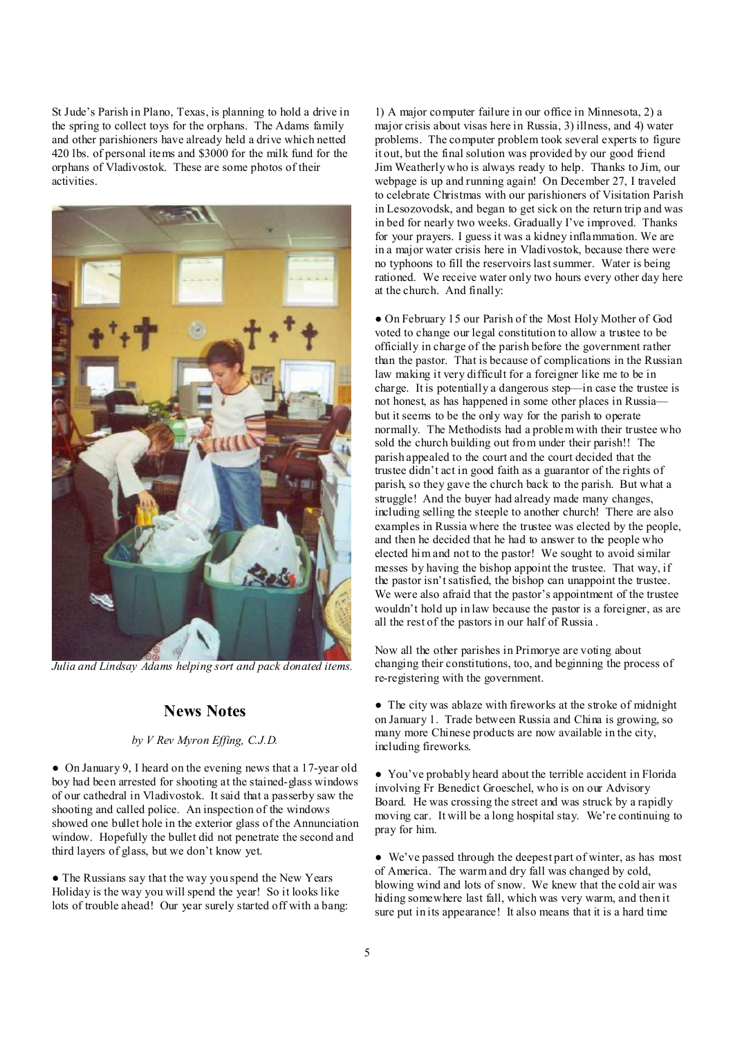St Jude's Parish in Plano, Texas, is planning to hold a drive in the spring to collect toys for the orphans. The Adams family and other parishioners have already held a drive which netted 420 lbs. of personal items and $3000 for the milk fund for the orphans of Vladivostok. These are some photos of their activities.

*Julia and Lindsay Adams helping sort and pack donated items.*

## News Notes

*by V Rev Myron Effing, C.J.D.*

● On January 9, I heard on the evening news that a 17-year old boy had been arrested for shooting at the stained-glass windows of our cathedral in Vladivostok. It said that a passerby saw the shooting and called police. An inspection of the windows showed one bullet hole in the exterior glass of the Annunciation window. Hopefully the bullet did not penetrate the second and third layers of glass, but we don't know yet.

● The Russians say that the way you spend the New Years Holiday is the way you will spend the year! So it looks like lots of trouble ahead! Our year surely started off with a bang: 1) A major computer failure in our office in Minnesota, 2) a major crisis about visas here in Russia, 3) illness, and 4) water problems. The computer problem took several experts to figure it out, but the final solution was provided by our good friend Jim Weatherly who is always ready to help. Thanks to Jim, our webpage is up and running again! On December 27, I traveled to celebrate Christmas with our parishioners of Visitation Parish in Lesozovodsk, and began to get sick on the return trip and was in bed for nearly two weeks. Gradually I've improved. Thanks for your prayers. I guess it was a kidney inflammation. We are in a major water crisis here in Vladivostok, because there were no typhoons to fill the reservoirs last summer. Water is being rationed. We receive water only two hours every other day here at the church. And finally:

● On February 15 our Parish of the Most Holy Mother of God voted to change our legal constitution to allow a trustee to be officially in charge of the parish before the government rather than the pastor. That is because of complications in the Russian law making it very difficult for a foreigner like me to be in charge. It is potentially a dangerous step—in case the trustee is not honest, as has happened in some other places in Russia—but it seems to be the only way for the parish to operate normally. The Methodists had a problem with their trustee who sold the church building out from under their parish!! The parish appealed to the court and the court decided that the trustee didn't act in good faith as a guarantor of the rights of parish, so they gave the church back to the parish. But what a struggle! And the buyer had already made many changes, including selling the steeple to another church! There are also examples in Russia where the trustee was elected by the people, and then he decided that he had to answer to the people who elected him and not to the pastor! We sought to avoid similar messes by having the bishop appoint the trustee. That way, if the pastor isn't satisfied, the bishop can unappoint the trustee. We were also afraid that the pastor's appointment of the trustee wouldn't hold up in law because the pastor is a foreigner, as are all the rest of the pastors in our half of Russia .

Now all the other parishes in Primorye are voting about changing their constitutions, too, and beginning the process of re-registering with the government.

● The city was ablaze with fireworks at the stroke of midnight on January 1. Trade between Russia and China is growing, so many more Chinese products are now available in the city, including fireworks.

● You've probably heard about the terrible accident in Florida involving Fr Benedict Groeschel, who is on our Advisory Board. He was crossing the street and was struck by a rapidly moving car. It will be a long hospital stay. We're continuing to pray for him.

● We've passed through the deepest part of winter, as has most of America. The warm and dry fall was changed by cold, blowing wind and lots of snow. We knew that the cold air was hiding somewhere last fall, which was very warm, and then it sure put in its appearance! It also means that it is a hard time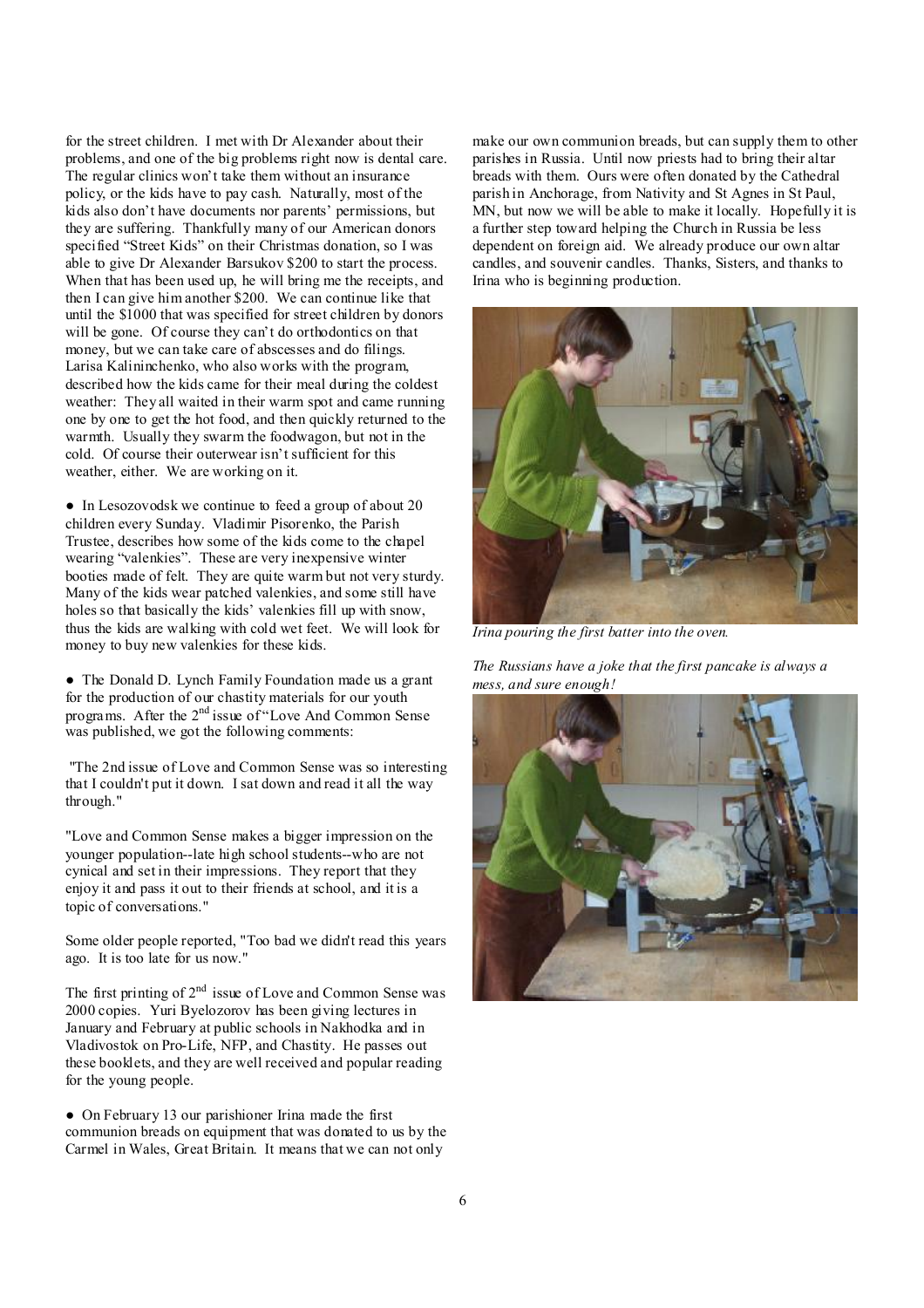for the street children. I met with Dr Alexander about their problems, and one of the big problems right now is dental care. The regular clinics won't take them without an insurance policy, or the kids have to pay cash. Naturally, most of the kids also don't have documents nor parents' permissions, but they are suffering. Thankfully many of our American donors specified "Street Kids" on their Christmas donation, so I was able to give Dr Alexander Barsukov $200 to start the process. When that has been used up, he will bring me the receipts, and then I can give him another $200. We can continue like that until the $1000 that was specified for street children by donors will be gone. Of course they can't do orthodontics on that money, but we can take care of abscesses and do filings. Larisa Kalininchenko, who also works with the program, described how the kids came for their meal during the coldest weather: They all waited in their warm spot and came running one by one to get the hot food, and then quickly returned to the warmth. Usually they swarm the foodwagon, but not in the cold. Of course their outerwear isn't sufficient for this weather, either. We are working on it.

● In Lesozovodsk we continue to feed a group of about 20 children every Sunday. Vladimir Pisorenko, the Parish Trustee, describes how some of the kids come to the chapel wearing "valenkies". These are very inexpensive winter booties made of felt. They are quite warm but not very sturdy. Many of the kids wear patched valenkies, and some still have holes so that basically the kids' valenkies fill up with snow, thus the kids are walking with cold wet feet. We will look for money to buy new valenkies for these kids.

● The Donald D. Lynch Family Foundation made us a grant for the production of our chastity materials for our youth programs. After the 2nd issue of "Love And Common Sense was published, we got the following comments:

"The 2nd issue of Love and Common Sense was so interesting that I couldn't put it down. I sat down and read it all the way through."

"Love and Common Sense makes a bigger impression on the younger population--late high school students--who are not cynical and set in their impressions. They report that they enjoy it and pass it out to their friends at school, and it is a topic of conversations."

Some older people reported, "Too bad we didn't read this years ago. It is too late for us now."

The first printing of 2nd issue of Love and Common Sense was 2000 copies. Yuri Byelozorov has been giving lectures in January and February at public schools in Nakhodka and in Vladivostok on Pro-Life, NFP, and Chastity. He passes out these booklets, and they are well received and popular reading for the young people.

● On February 13 our parishioner Irina made the first communion breads on equipment that was donated to us by the Carmel in Wales, Great Britain. It means that we can not only make our own communion breads, but can supply them to other parishes in Russia. Until now priests had to bring their altar breads with them. Ours were often donated by the Cathedral parish in Anchorage, from Nativity and St Agnes in St Paul, MN, but now we will be able to make it locally. Hopefully it is a further step toward helping the Church in Russia be less dependent on foreign aid. We already produce our own altar candles, and souvenir candles. Thanks, Sisters, and thanks to Irina who is beginning production.

*Irina pouring the first batter into the oven.*

*The Russians have a joke that the first pancake is always a mess, and sure enough!*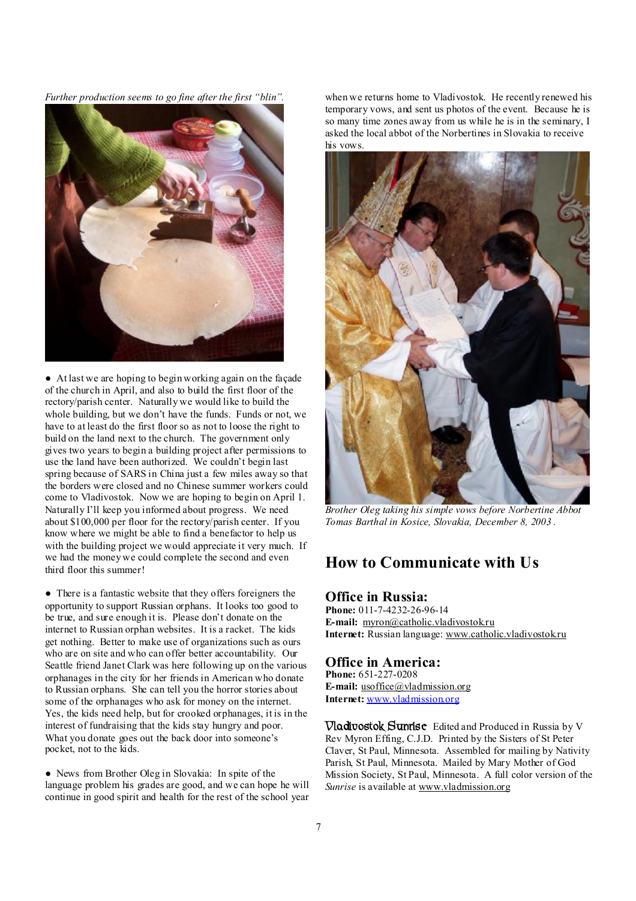*Further production seems to go fine after the first "blin".*

● At last we are hoping to begin working again on the façade of the church in April, and also to build the first floor of the rectory/parish center. Naturally we would like to build the whole building, but we don't have the funds. Funds or not, we have to at least do the first floor so as not to loose the right to build on the land next to the church. The government only gives two years to begin a building project after permissions to use the land have been authorized. We couldn't begin last spring because of SARS in China just a few miles away so that the borders were closed and no Chinese summer workers could come to Vladivostok. Now we are hoping to begin on April 1. Naturally I'll keep you informed about progress. We need about $100,000 per floor for the rectory/parish center. If you know where we might be able to find a benefactor to help us with the building project we would appreciate it very much. If we had the money we could complete the second and even third floor this summer!

● There is a fantastic website that they offers foreigners the opportunity to support Russian orphans. It looks too good to be true, and sure enough it is. Please don't donate on the internet to Russian orphan websites. It is a racket. The kids get nothing. Better to make use of organizations such as ours who are on site and who can offer better accountability. Our Seattle friend Janet Clark was here following up on the various orphanages in the city for her friends in American who donate to Russian orphans. She can tell you the horror stories about some of the orphanages who ask for money on the internet. Yes, the kids need help, but for crooked orphanages, it is in the interest of fundraising that the kids stay hungry and poor. What you donate goes out the back door into someone's pocket, not to the kids.

● News from Brother Oleg in Slovakia: In spite of the language problem his grades are good, and we can hope he will continue in good spirit and health for the rest of the school year when we returns home to Vladivostok. He recently renewed his temporary vows, and sent us photos of the event. Because he is so many time zones away from us while he is in the seminary, I asked the local abbot of the Norbertines in Slovakia to receive his vows.

*Brother Oleg taking his simple vows before Norbertine Abbot Tomas Barthal in Kosice, Slovakia, December 8, 2003.*

## How to Communicate with Us

### Office in Russia:

**Phone:** 011-7-4232-26-96-14
**E-mail:** myron@catholic.vladivostok.ru
**Internet:** Russian language: www.catholic.vladivostok.ru

### Office in America:

**Phone:** 651-227-0208
**E-mail:** usoffice@vladmission.org
**Internet:** www.vladmission.org

**Vladivostok Sunrise** Edited and Produced in Russia by V Rev Myron Effing, C.J.D. Printed by the Sisters of St Peter Claver, St Paul, Minnesota. Assembled for mailing by Nativity Parish, St Paul, Minnesota. Mailed by Mary Mother of God Mission Society, St Paul, Minnesota. A full color version of the *Sunrise* is available at www.vladmission.org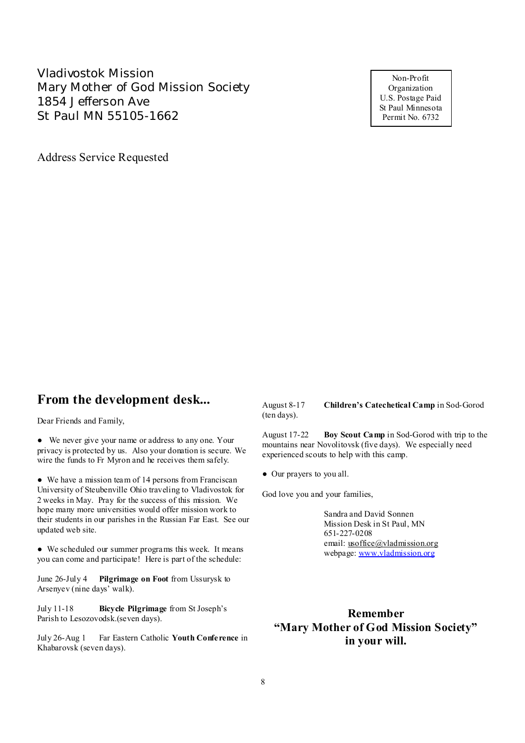Vladivostok Mission
Mary Mother of God Mission Society
1854 Jefferson Ave
St Paul MN 55105-1662

Non-Profit Organization
U.S. Postage Paid
St Paul Minnesota
Permit No. 6732

Address Service Requested

## From the development desk...

Dear Friends and Family,

● We never give your name or address to any one. Your privacy is protected by us. Also your donation is secure. We wire the funds to Fr Myron and he receives them safely.

● We have a mission team of 14 persons from Franciscan University of Steubenville Ohio traveling to Vladivostok for 2 weeks in May. Pray for the success of this mission. We hope many more universities would offer mission work to their students in our parishes in the Russian Far East. See our updated web site.

● We scheduled our summer programs this week. It means you can come and participate! Here is part of the schedule:

June 26-July 4 **Pilgrimage on Foot** from Ussurysk to Arsenyev (nine days' walk).

July 11-18 **Bicycle Pilgrimage** from St Joseph's Parish to Lesozovodsk.(seven days).

July 26-Aug 1 Far Eastern Catholic **Youth Conference** in Khabarovsk (seven days).

August 8-17 **Children's Catechetical Camp** in Sod-Gorod (ten days).

August 17-22 **Boy Scout Camp** in Sod-Gorod with trip to the mountains near Novolitovsk (five days). We especially need experienced scouts to help with this camp.

● Our prayers to you all.

God love you and your families,

Sandra and David Sonnen
Mission Desk in St Paul, MN
651-227-0208
email: usoffice@vladmission.org
webpage: www.vladmission.org

**Remember**
**"Mary Mother of God Mission Society"**
**in your will.**